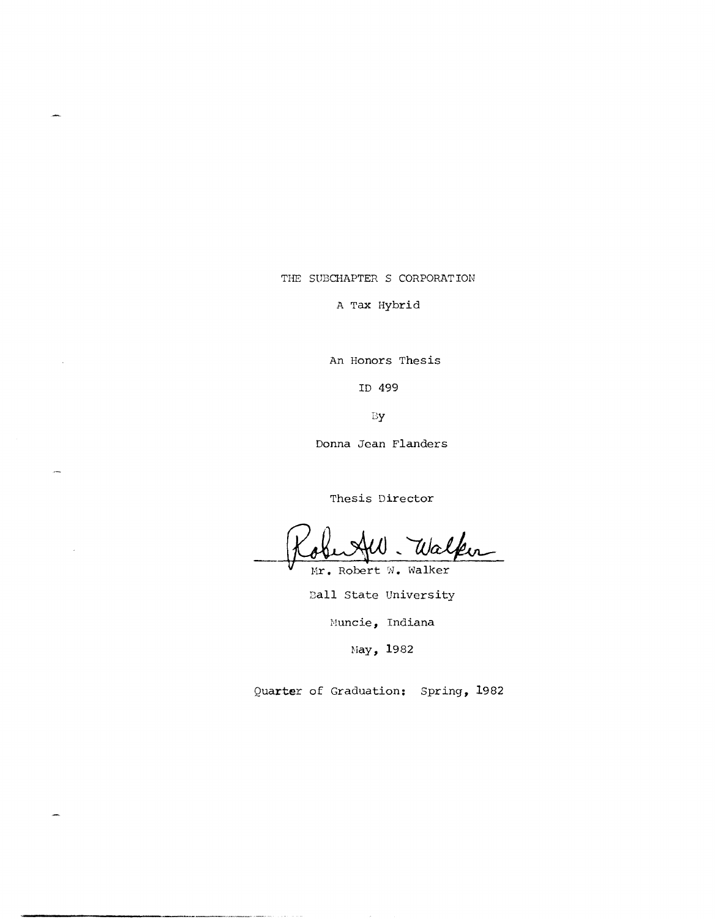# THE SUBCHAPTER S CORPORATION

## A Tax Hybrid

An Honors Thesis

ID 499

By

Donna Jean Flanders

Thesis Director

Mr. Robert W. Walker

Ball State University

Muncie, Indiana

May, 1982

Quarter of Graduation: Spring, 1982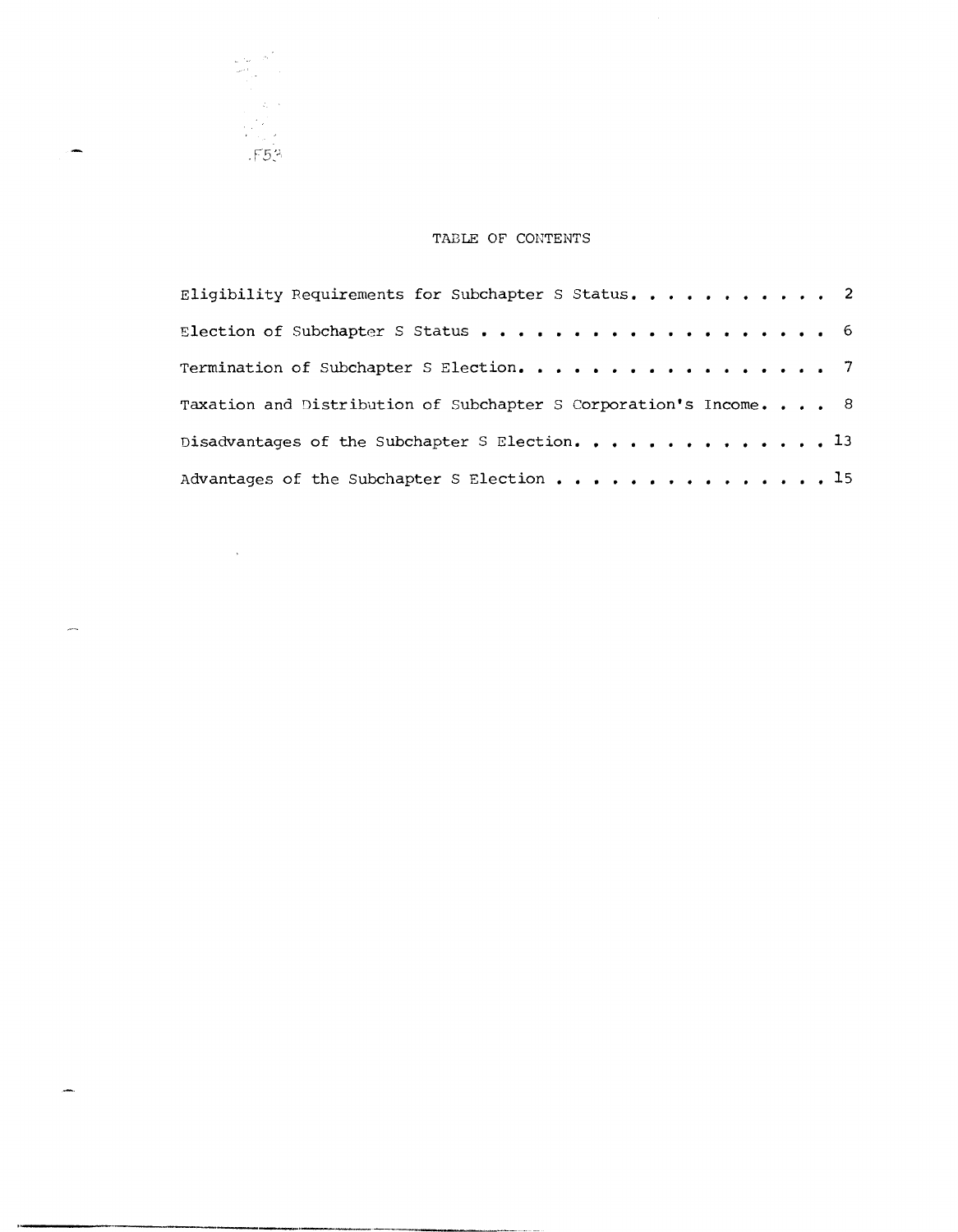# TABLE OF CONTENTS

Eligibility Requirements for Subchapter S Status. . . . . . . . . . . 2

Election of Subchapter S Status . . . . . . . . . . . . . . . . . . . 6

Termination of Subchapter S Election. . . . . . . . . . . . . . . . . 7

Taxation and Distribution of Subchapter S Corporation's Income. . . . 8

Disadvantages of the Subchapter S Election. . . . . . . . . . . . . . 13

Advantages of the Subchapter S Election . . . . . . . . . . . . . . . 15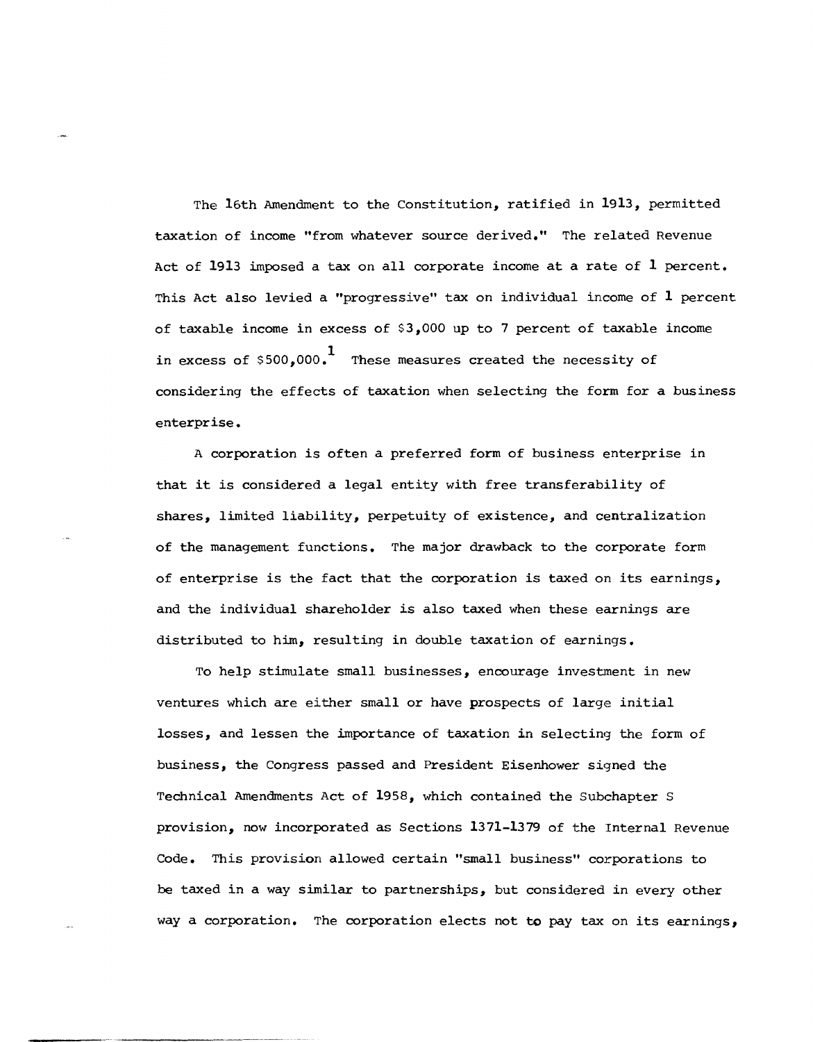The 16th Amendment to the Constitution, ratified in 1913, permitted taxation of income "from whatever source derived." The related Revenue Act of 1913 imposed a tax on all corporate income at a rate of 1 percent. This Act also levied a "progressive" tax on individual income of 1 percent of taxable income in excess of $3,000 up to 7 percent of taxable income in excess of $500,000.[1] These measures created the necessity of considering the effects of taxation when selecting the form for a business enterprise.

A corporation is often a preferred form of business enterprise in that it is considered a legal entity with free transferability of shares, limited liability, perpetuity of existence, and centralization of the management functions. The major drawback to the corporate form of enterprise is the fact that the corporation is taxed on its earnings, and the individual shareholder is also taxed when these earnings are distributed to him, resulting in double taxation of earnings.

To help stimulate small businesses, encourage investment in new ventures which are either small or have prospects of large initial losses, and lessen the importance of taxation in selecting the form of business, the Congress passed and President Eisenhower signed the Technical Amendments Act of 1958, which contained the Subchapter S provision, now incorporated as Sections 1371-1379 of the Internal Revenue Code. This provision allowed certain "small business" corporations to be taxed in a way similar to partnerships, but considered in every other way a corporation. The corporation elects not to pay tax on its earnings,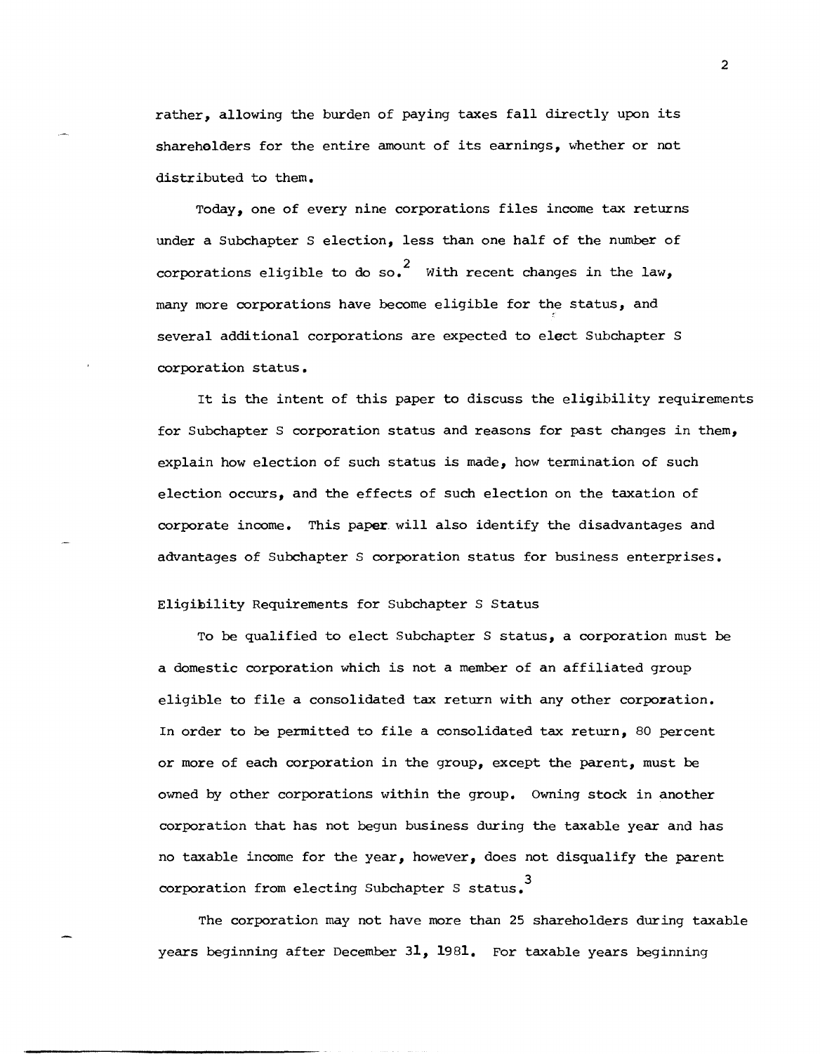rather, allowing the burden of paying taxes fall directly upon its shareholders for the entire amount of its earnings, whether or not distributed to them.

Today, one of every nine corporations files income tax returns under a Subchapter S election, less than one half of the number of corporations eligible to do so.[2] With recent changes in the law, many more corporations have become eligible for the status, and several additional corporations are expected to elect Subchapter S corporation status.

It is the intent of this paper to discuss the eligibility requirements for Subchapter S corporation status and reasons for past changes in them, explain how election of such status is made, how termination of such election occurs, and the effects of such election on the taxation of corporate income. This paper will also identify the disadvantages and advantages of Subchapter S corporation status for business enterprises.

## Eligibility Requirements for Subchapter S Status

To be qualified to elect Subchapter S status, a corporation must be a domestic corporation which is not a member of an affiliated group eligible to file a consolidated tax return with any other corporation. In order to be permitted to file a consolidated tax return, 80 percent or more of each corporation in the group, except the parent, must be owned by other corporations within the group. Owning stock in another corporation that has not begun business during the taxable year and has no taxable income for the year, however, does not disqualify the parent corporation from electing Subchapter S status.[3]

The corporation may not have more than 25 shareholders during taxable years beginning after December 31, 1981. For taxable years beginning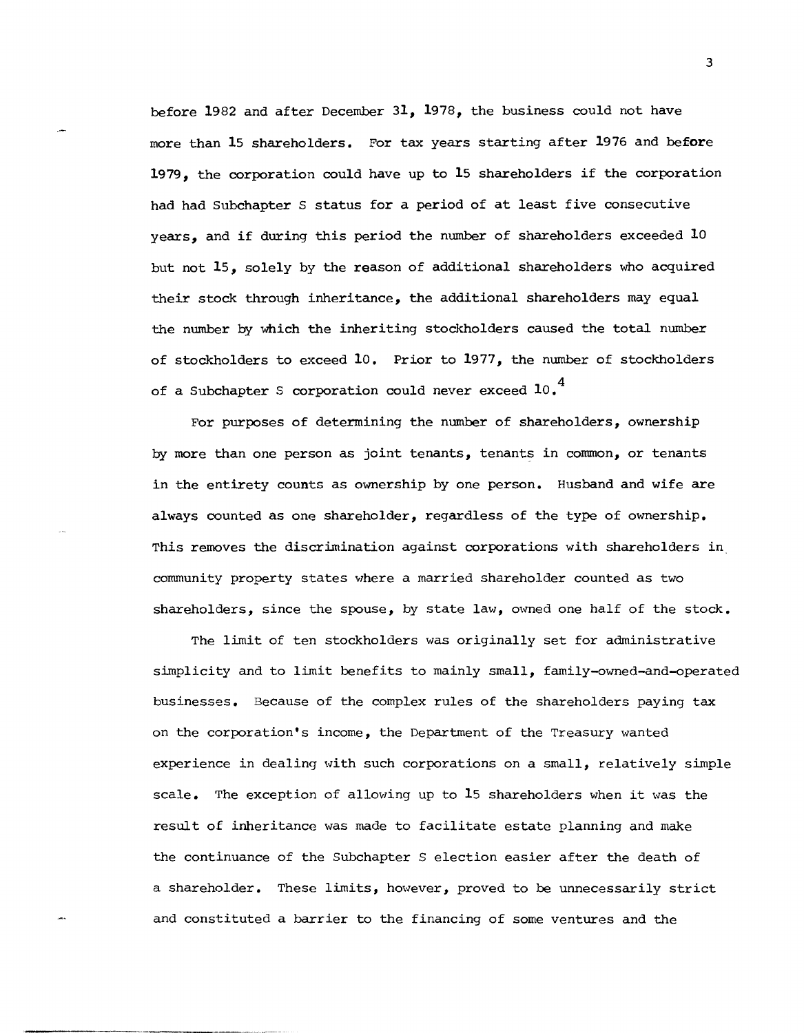before 1982 and after December 31, 1978, the business could not have more than 15 shareholders. For tax years starting after 1976 and before 1979, the corporation could have up to 15 shareholders if the corporation had had Subchapter S status for a period of at least five consecutive years, and if during this period the number of shareholders exceeded 10 but not 15, solely by the reason of additional shareholders who acquired their stock through inheritance, the additional shareholders may equal the number by which the inheriting stockholders caused the total number of stockholders to exceed 10. Prior to 1977, the number of stockholders of a Subchapter S corporation could never exceed 10.[4]

For purposes of determining the number of shareholders, ownership by more than one person as joint tenants, tenants in common, or tenants in the entirety counts as ownership by one person. Husband and wife are always counted as one shareholder, regardless of the type of ownership. This removes the discrimination against corporations with shareholders in community property states where a married shareholder counted as two shareholders, since the spouse, by state law, owned one half of the stock.

The limit of ten stockholders was originally set for administrative simplicity and to limit benefits to mainly small, family-owned-and-operated businesses. Because of the complex rules of the shareholders paying tax on the corporation's income, the Department of the Treasury wanted experience in dealing with such corporations on a small, relatively simple scale. The exception of allowing up to 15 shareholders when it was the result of inheritance was made to facilitate estate planning and make the continuance of the Subchapter S election easier after the death of a shareholder. These limits, however, proved to be unnecessarily strict and constituted a barrier to the financing of some ventures and the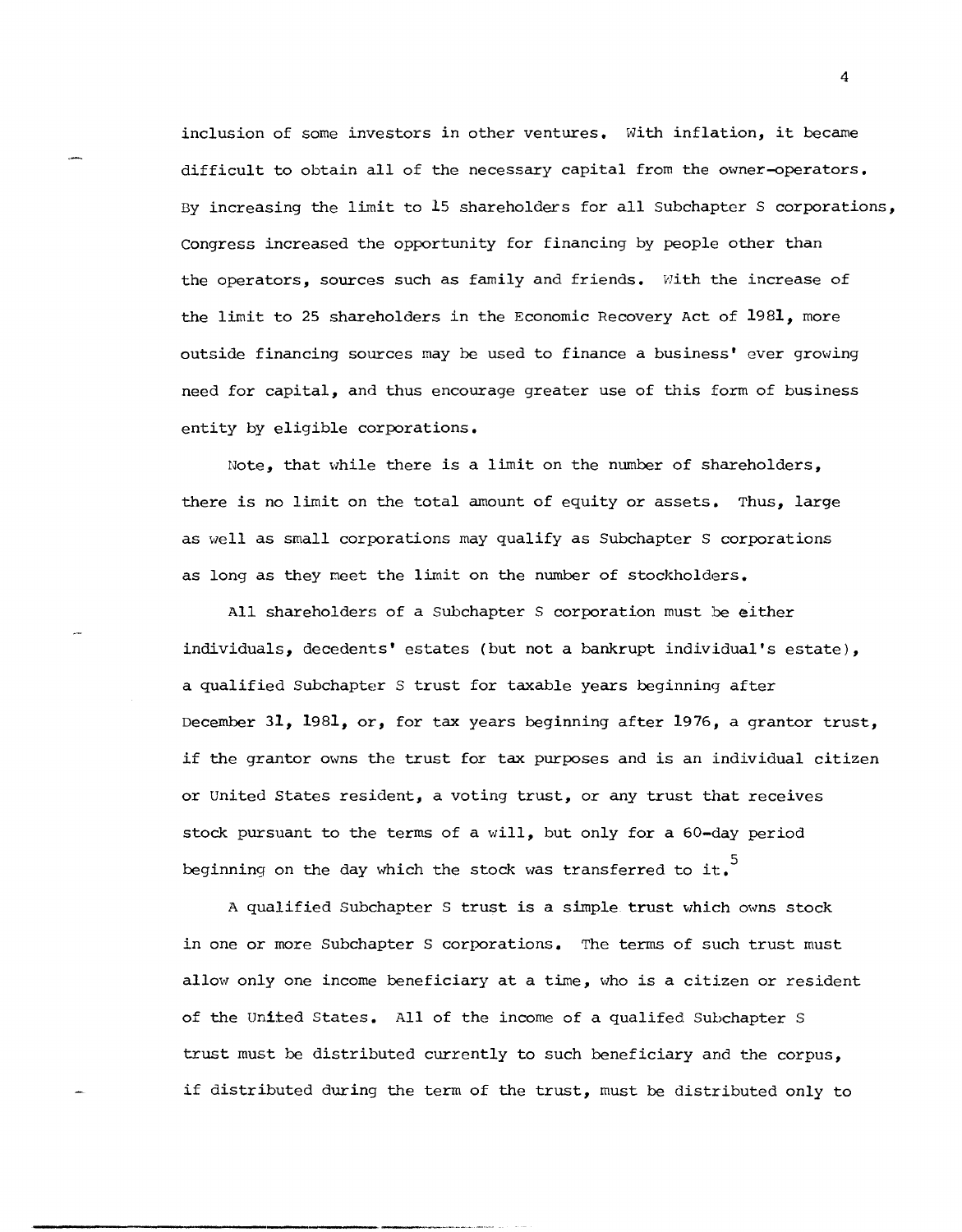inclusion of some investors in other ventures. With inflation, it became difficult to obtain all of the necessary capital from the owner-operators. By increasing the limit to 15 shareholders for all Subchapter S corporations, Congress increased the opportunity for financing by people other than the operators, sources such as family and friends. With the increase of the limit to 25 shareholders in the Economic Recovery Act of 1981, more outside financing sources may be used to finance a business' ever growing need for capital, and thus encourage greater use of this form of business entity by eligible corporations.

Note, that while there is a limit on the number of shareholders, there is no limit on the total amount of equity or assets. Thus, large as well as small corporations may qualify as Subchapter S corporations as long as they meet the limit on the number of stockholders.

All shareholders of a Subchapter S corporation must be either individuals, decedents' estates (but not a bankrupt individual's estate), a qualified Subchapter S trust for taxable years beginning after December 31, 1981, or, for tax years beginning after 1976, a grantor trust, if the grantor owns the trust for tax purposes and is an individual citizen or United States resident, a voting trust, or any trust that receives stock pursuant to the terms of a will, but only for a 60-day period beginning on the day which the stock was transferred to it.[5]

A qualified Subchapter S trust is a simple trust which owns stock in one or more Subchapter S corporations. The terms of such trust must allow only one income beneficiary at a time, who is a citizen or resident of the United States. All of the income of a qualifed Subchapter S trust must be distributed currently to such beneficiary and the corpus, if distributed during the term of the trust, must be distributed only to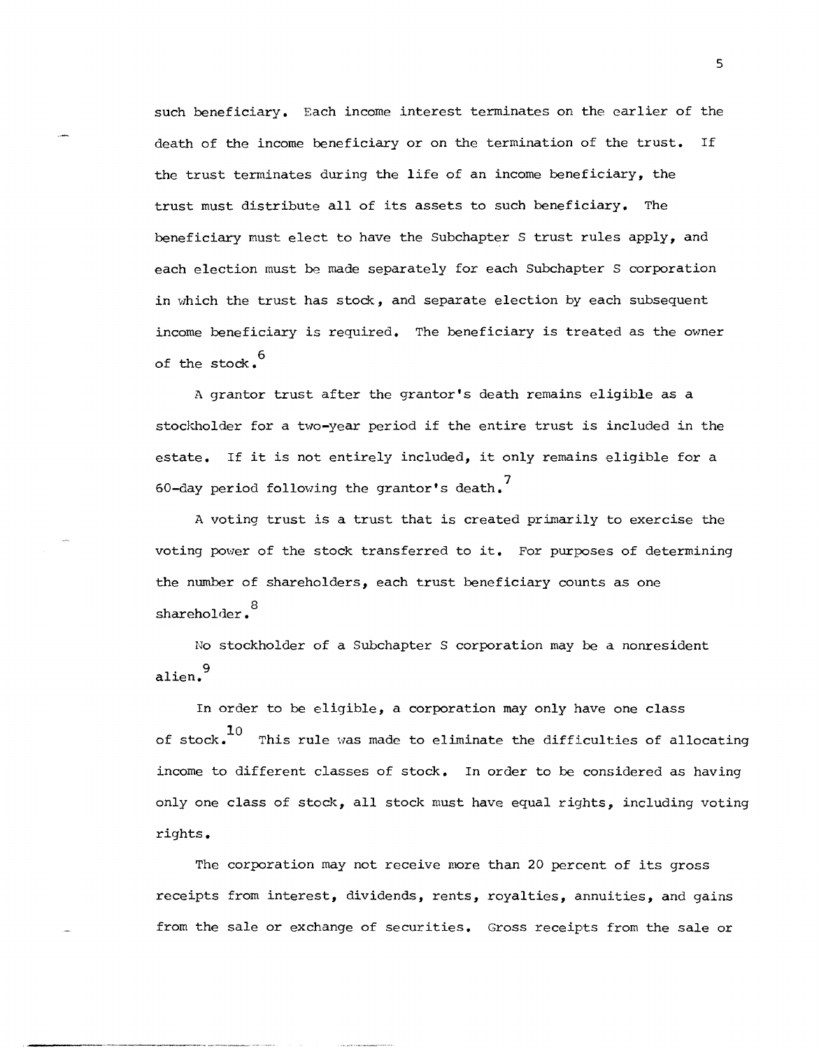such beneficiary. Each income interest terminates on the earlier of the death of the income beneficiary or on the termination of the trust. If the trust terminates during the life of an income beneficiary, the trust must distribute all of its assets to such beneficiary. The beneficiary must elect to have the Subchapter S trust rules apply, and each election must be made separately for each Subchapter S corporation in which the trust has stock, and separate election by each subsequent income beneficiary is required. The beneficiary is treated as the owner of the stock.[6]

A grantor trust after the grantor's death remains eligible as a stockholder for a two-year period if the entire trust is included in the estate. If it is not entirely included, it only remains eligible for a 60-day period following the grantor's death.[7]

A voting trust is a trust that is created primarily to exercise the voting power of the stock transferred to it. For purposes of determining the number of shareholders, each trust beneficiary counts as one shareholder.[8]

No stockholder of a Subchapter S corporation may be a nonresident alien.[9]

In order to be eligible, a corporation may only have one class of stock.[10] This rule was made to eliminate the difficulties of allocating income to different classes of stock. In order to be considered as having only one class of stock, all stock must have equal rights, including voting rights.

The corporation may not receive more than 20 percent of its gross receipts from interest, dividends, rents, royalties, annuities, and gains from the sale or exchange of securities. Gross receipts from the sale or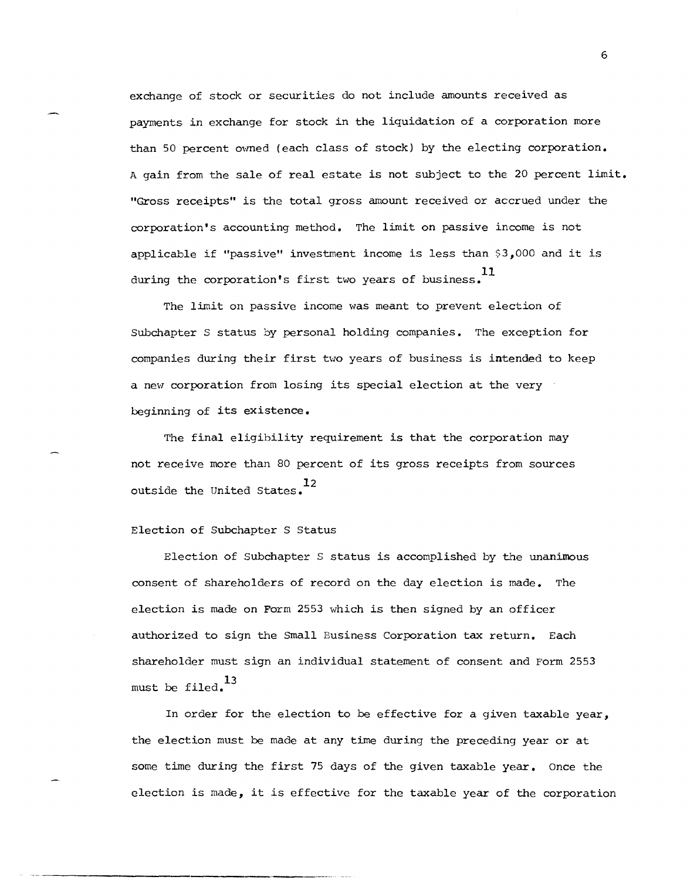exchange of stock or securities do not include amounts received as payments in exchange for stock in the liquidation of a corporation more than 50 percent owned (each class of stock) by the electing corporation. A gain from the sale of real estate is not subject to the 20 percent limit. "Gross receipts" is the total gross amount received or accrued under the corporation's accounting method. The limit on passive income is not applicable if "passive" investment income is less than $3,000 and it is during the corporation's first two years of business.[11]

The limit on passive income was meant to prevent election of Subchapter S status by personal holding companies. The exception for companies during their first two years of business is intended to keep a new corporation from losing its special election at the very beginning of its existence.

The final eligibility requirement is that the corporation may not receive more than 80 percent of its gross receipts from sources outside the United States.[12]

## Election of Subchapter S Status

Election of Subchapter S status is accomplished by the unanimous consent of shareholders of record on the day election is made. The election is made on Form 2553 which is then signed by an officer authorized to sign the Small Business Corporation tax return. Each shareholder must sign an individual statement of consent and Form 2553 must be filed.[13]

In order for the election to be effective for a given taxable year, the election must be made at any time during the preceding year or at some time during the first 75 days of the given taxable year. Once the election is made, it is effective for the taxable year of the corporation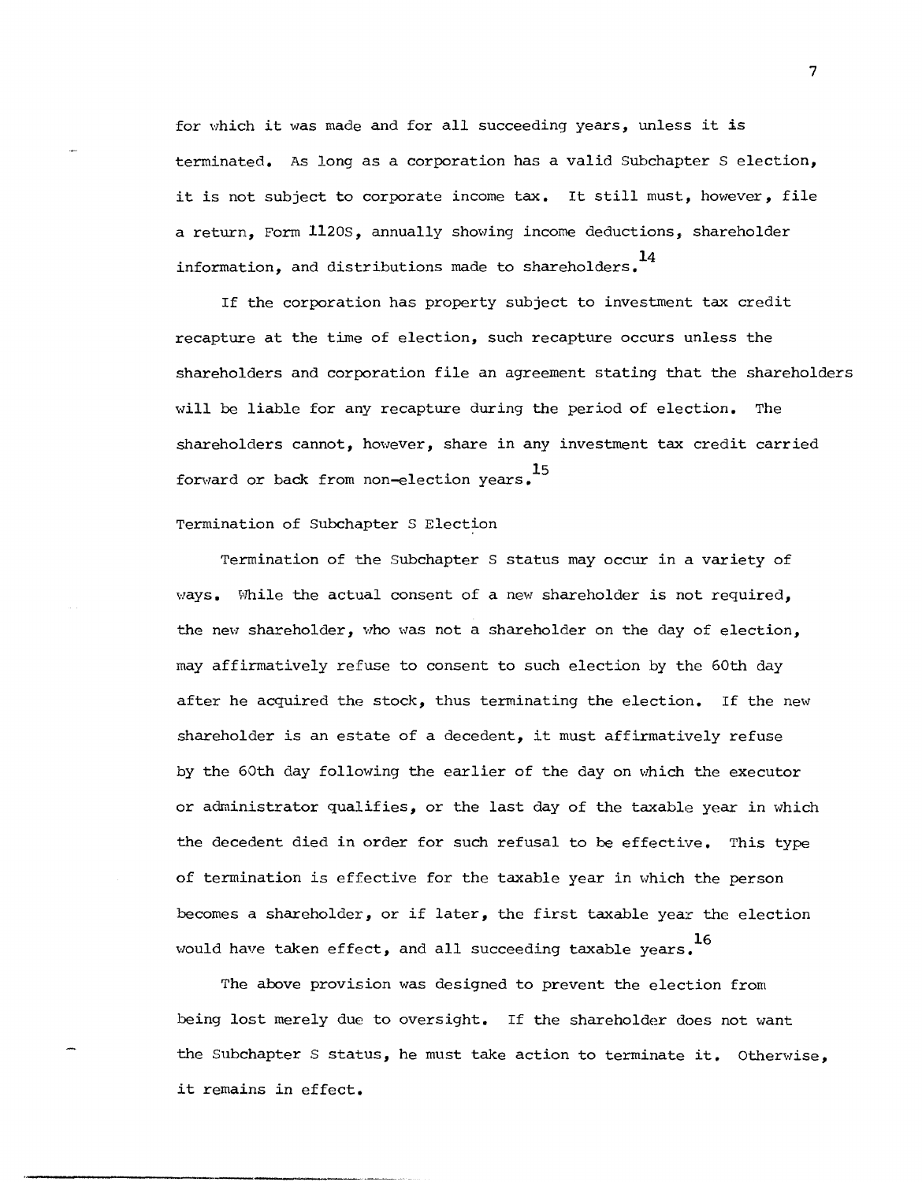for which it was made and for all succeeding years, unless it is terminated. As long as a corporation has a valid Subchapter S election, it is not subject to corporate income tax. It still must, however, file a return, Form 1120S, annually showing income deductions, shareholder information, and distributions made to shareholders.[14]

If the corporation has property subject to investment tax credit recapture at the time of election, such recapture occurs unless the shareholders and corporation file an agreement stating that the shareholders will be liable for any recapture during the period of election. The shareholders cannot, however, share in any investment tax credit carried forward or back from non-election years.[15]

Termination of Subchapter S Election

Termination of the Subchapter S status may occur in a variety of ways. While the actual consent of a new shareholder is not required, the new shareholder, who was not a shareholder on the day of election, may affirmatively refuse to consent to such election by the 60th day after he acquired the stock, thus terminating the election. If the new shareholder is an estate of a decedent, it must affirmatively refuse by the 60th day following the earlier of the day on which the executor or administrator qualifies, or the last day of the taxable year in which the decedent died in order for such refusal to be effective. This type of termination is effective for the taxable year in which the person becomes a shareholder, or if later, the first taxable year the election would have taken effect, and all succeeding taxable years.[16]

The above provision was designed to prevent the election from being lost merely due to oversight. If the shareholder does not want the Subchapter S status, he must take action to terminate it. Otherwise, it remains in effect.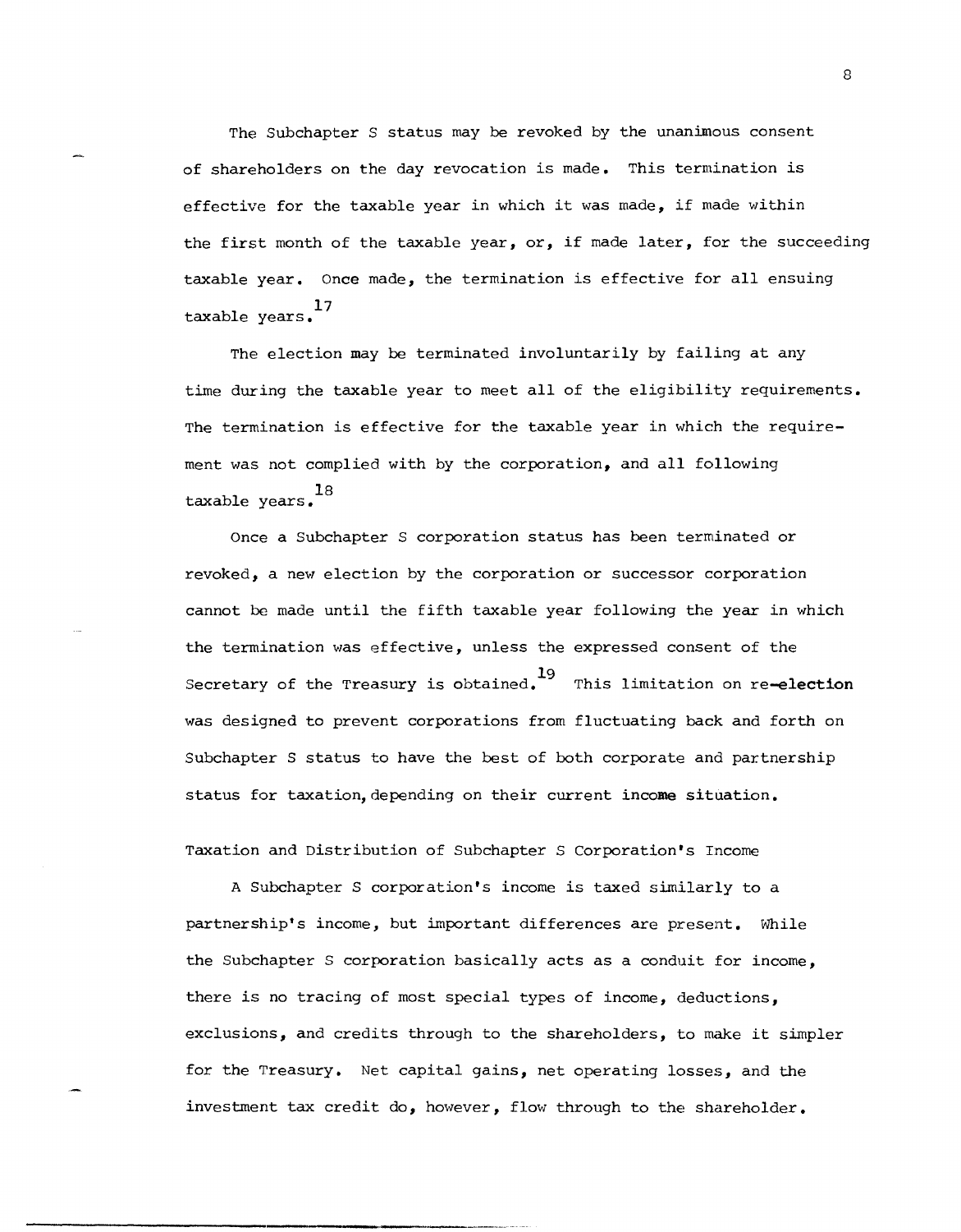The Subchapter S status may be revoked by the unanimous consent of shareholders on the day revocation is made. This termination is effective for the taxable year in which it was made, if made within the first month of the taxable year, or, if made later, for the succeeding taxable year. Once made, the termination is effective for all ensuing taxable years.[17]

The election may be terminated involuntarily by failing at any time during the taxable year to meet all of the eligibility requirements. The termination is effective for the taxable year in which the requirement was not complied with by the corporation, and all following taxable years.[18]

Once a Subchapter S corporation status has been terminated or revoked, a new election by the corporation or successor corporation cannot be made until the fifth taxable year following the year in which the termination was effective, unless the expressed consent of the Secretary of the Treasury is obtained.[19] This limitation on re-election was designed to prevent corporations from fluctuating back and forth on Subchapter S status to have the best of both corporate and partnership status for taxation, depending on their current income situation.

## Taxation and Distribution of Subchapter S Corporation's Income

A Subchapter S corporation's income is taxed similarly to a partnership's income, but important differences are present. While the Subchapter S corporation basically acts as a conduit for income, there is no tracing of most special types of income, deductions, exclusions, and credits through to the shareholders, to make it simpler for the Treasury. Net capital gains, net operating losses, and the investment tax credit do, however, flow through to the shareholder.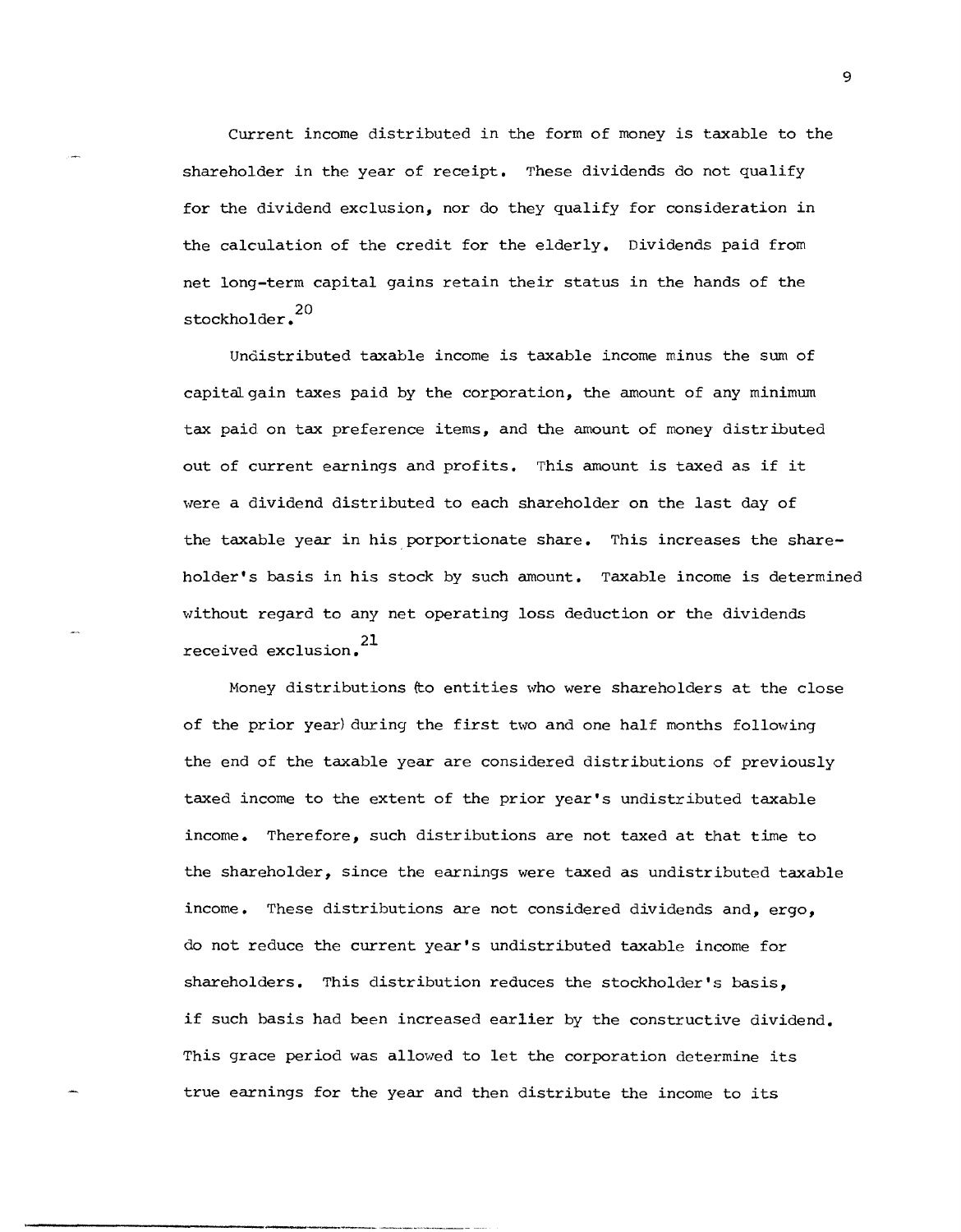Current income distributed in the form of money is taxable to the shareholder in the year of receipt. These dividends do not qualify for the dividend exclusion, nor do they qualify for consideration in the calculation of the credit for the elderly. Dividends paid from net long-term capital gains retain their status in the hands of the stockholder.[20]

Undistributed taxable income is taxable income minus the sum of capital gain taxes paid by the corporation, the amount of any minimum tax paid on tax preference items, and the amount of money distributed out of current earnings and profits. This amount is taxed as if it were a dividend distributed to each shareholder on the last day of the taxable year in his porportionate share. This increases the shareholder's basis in his stock by such amount. Taxable income is determined without regard to any net operating loss deduction or the dividends received exclusion.[21]

Money distributions (to entities who were shareholders at the close of the prior year) during the first two and one half months following the end of the taxable year are considered distributions of previously taxed income to the extent of the prior year's undistributed taxable income. Therefore, such distributions are not taxed at that time to the shareholder, since the earnings were taxed as undistributed taxable income. These distributions are not considered dividends and, ergo, do not reduce the current year's undistributed taxable income for shareholders. This distribution reduces the stockholder's basis, if such basis had been increased earlier by the constructive dividend. This grace period was allowed to let the corporation determine its true earnings for the year and then distribute the income to its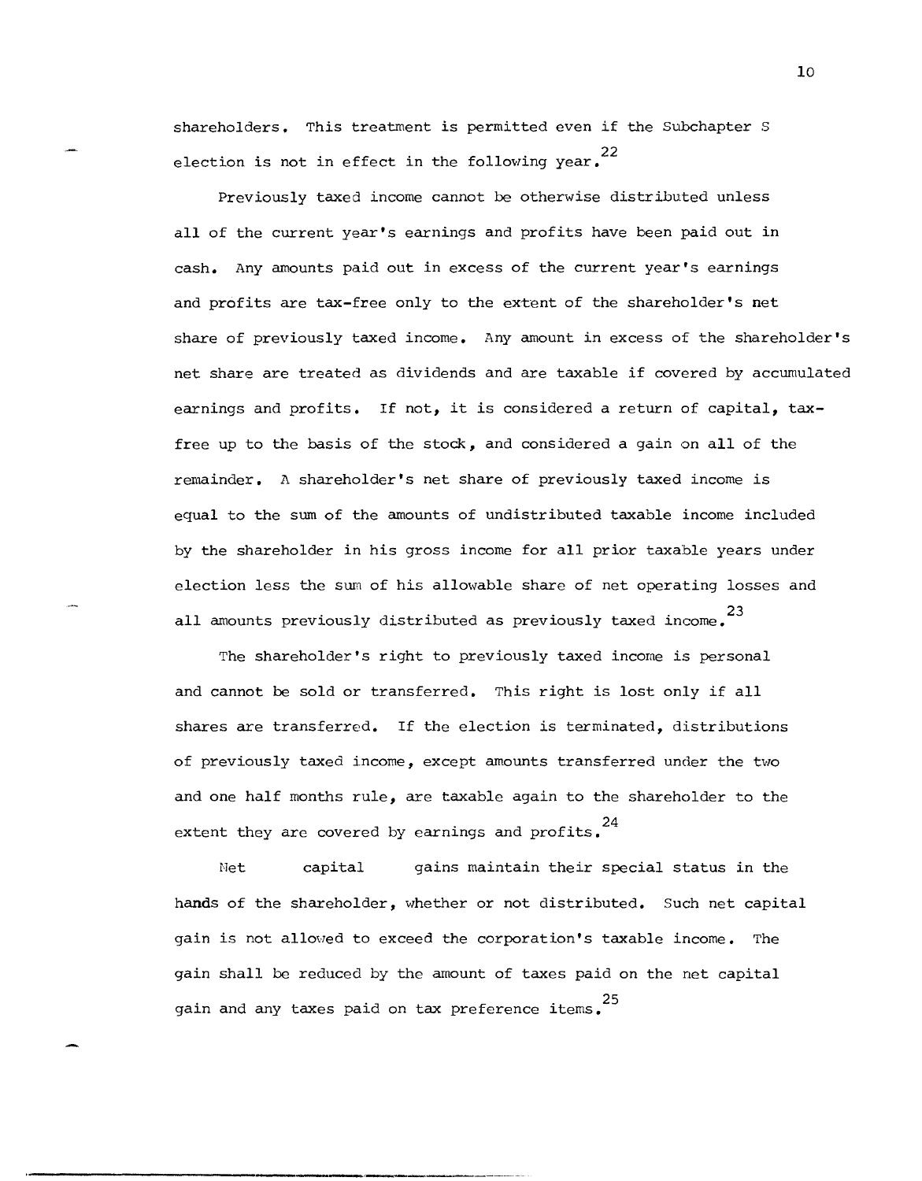shareholders. This treatment is permitted even if the Subchapter S election is not in effect in the following year.[22]

Previously taxed income cannot be otherwise distributed unless all of the current year's earnings and profits have been paid out in cash. Any amounts paid out in excess of the current year's earnings and profits are tax-free only to the extent of the shareholder's net share of previously taxed income. Any amount in excess of the shareholder's net share are treated as dividends and are taxable if covered by accumulated earnings and profits. If not, it is considered a return of capital, tax-free up to the basis of the stock, and considered a gain on all of the remainder. A shareholder's net share of previously taxed income is equal to the sum of the amounts of undistributed taxable income included by the shareholder in his gross income for all prior taxable years under election less the sum of his allowable share of net operating losses and all amounts previously distributed as previously taxed income.[23]

The shareholder's right to previously taxed income is personal and cannot be sold or transferred. This right is lost only if all shares are transferred. If the election is terminated, distributions of previously taxed income, except amounts transferred under the two and one half months rule, are taxable again to the shareholder to the extent they are covered by earnings and profits.[24]

Net capital gains maintain their special status in the hands of the shareholder, whether or not distributed. Such net capital gain is not allowed to exceed the corporation's taxable income. The gain shall be reduced by the amount of taxes paid on the net capital gain and any taxes paid on tax preference items.[25]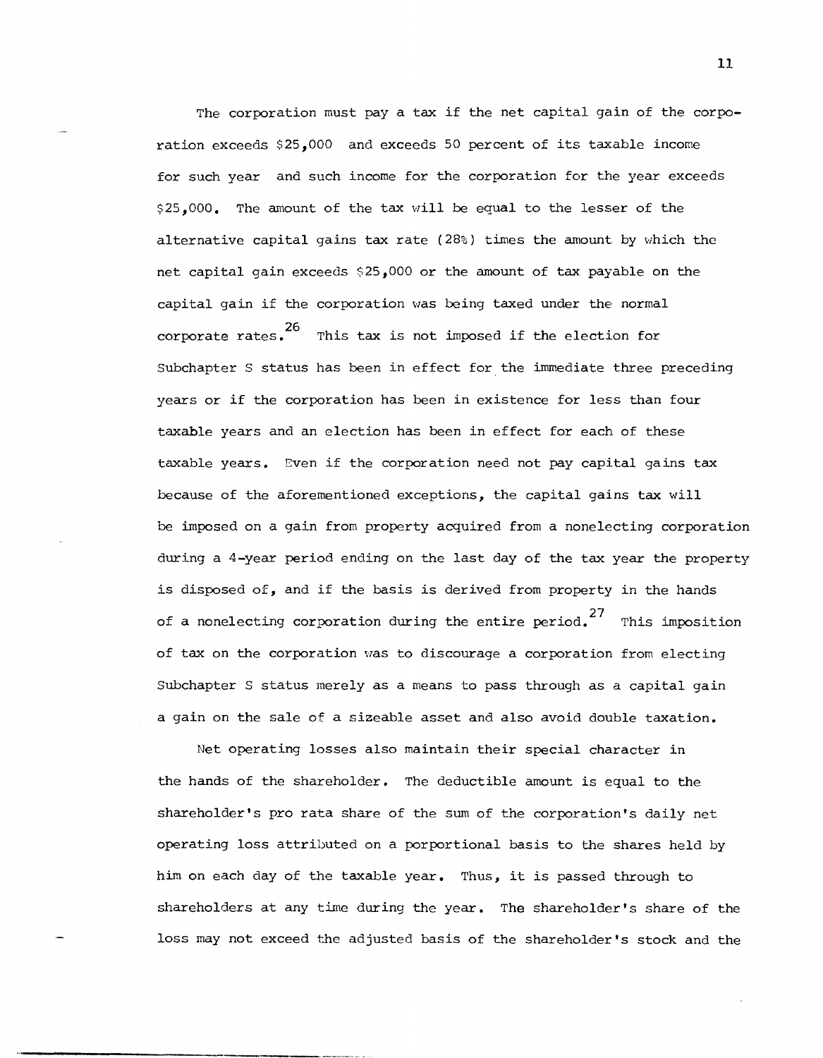The corporation must pay a tax if the net capital gain of the corporation exceeds $25,000 and exceeds 50 percent of its taxable income for such year and such income for the corporation for the year exceeds $25,000. The amount of the tax will be equal to the lesser of the alternative capital gains tax rate (28%) times the amount by which the net capital gain exceeds $25,000 or the amount of tax payable on the capital gain if the corporation was being taxed under the normal corporate rates.[26] This tax is not imposed if the election for Subchapter S status has been in effect for the immediate three preceding years or if the corporation has been in existence for less than four taxable years and an election has been in effect for each of these taxable years. Even if the corporation need not pay capital gains tax because of the aforementioned exceptions, the capital gains tax will be imposed on a gain from property acquired from a nonelecting corporation during a 4-year period ending on the last day of the tax year the property is disposed of, and if the basis is derived from property in the hands of a nonelecting corporation during the entire period.[27] This imposition of tax on the corporation was to discourage a corporation from electing Subchapter S status merely as a means to pass through as a capital gain a gain on the sale of a sizeable asset and also avoid double taxation.

Net operating losses also maintain their special character in the hands of the shareholder. The deductible amount is equal to the shareholder's pro rata share of the sum of the corporation's daily net operating loss attributed on a porportional basis to the shares held by him on each day of the taxable year. Thus, it is passed through to shareholders at any time during the year. The shareholder's share of the loss may not exceed the adjusted basis of the shareholder's stock and the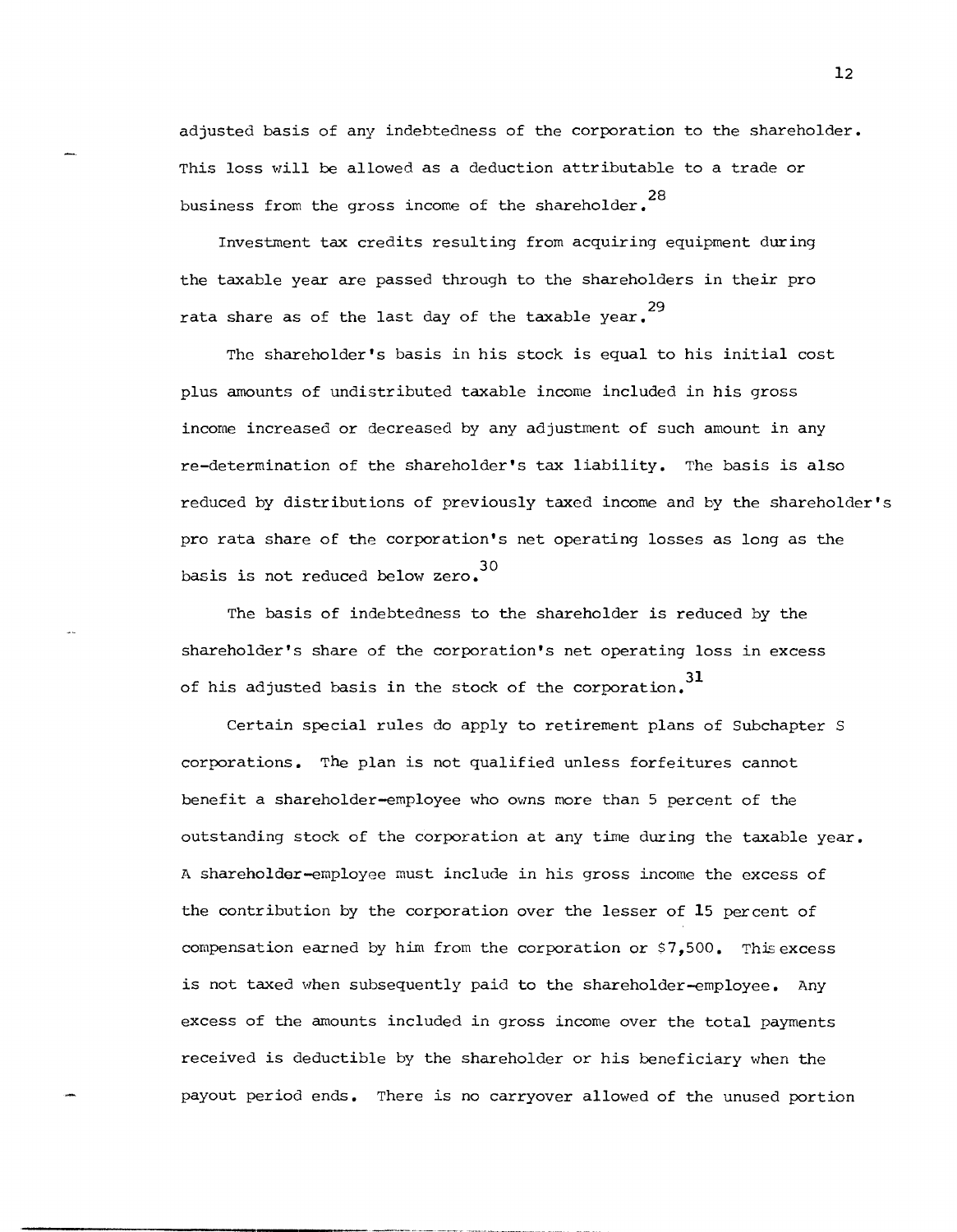adjusted basis of any indebtedness of the corporation to the shareholder. This loss will be allowed as a deduction attributable to a trade or business from the gross income of the shareholder.[28]

Investment tax credits resulting from acquiring equipment during the taxable year are passed through to the shareholders in their pro rata share as of the last day of the taxable year.[29]

The shareholder's basis in his stock is equal to his initial cost plus amounts of undistributed taxable income included in his gross income increased or decreased by any adjustment of such amount in any re-determination of the shareholder's tax liability. The basis is also reduced by distributions of previously taxed income and by the shareholder's pro rata share of the corporation's net operating losses as long as the basis is not reduced below zero.[30]

The basis of indebtedness to the shareholder is reduced by the shareholder's share of the corporation's net operating loss in excess of his adjusted basis in the stock of the corporation.[31]

Certain special rules do apply to retirement plans of Subchapter S corporations. The plan is not qualified unless forfeitures cannot benefit a shareholder-employee who owns more than 5 percent of the outstanding stock of the corporation at any time during the taxable year. A shareholder-employee must include in his gross income the excess of the contribution by the corporation over the lesser of 15 percent of compensation earned by him from the corporation or $7,500. This excess is not taxed when subsequently paid to the shareholder-employee. Any excess of the amounts included in gross income over the total payments received is deductible by the shareholder or his beneficiary when the payout period ends. There is no carryover allowed of the unused portion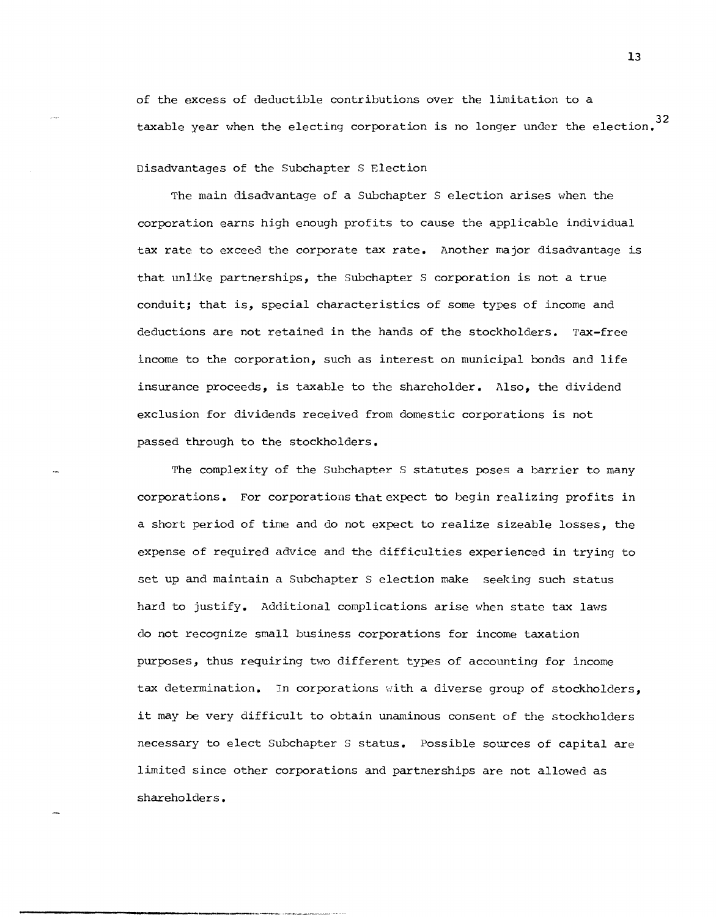of the excess of deductible contributions over the limitation to a taxable year when the electing corporation is no longer under the election.[32]

## Disadvantages of the Subchapter S Election

The main disadvantage of a Subchapter S election arises when the corporation earns high enough profits to cause the applicable individual tax rate to exceed the corporate tax rate. Another major disadvantage is that unlike partnerships, the Subchapter S corporation is not a true conduit; that is, special characteristics of some types of income and deductions are not retained in the hands of the stockholders. Tax-free income to the corporation, such as interest on municipal bonds and life insurance proceeds, is taxable to the shareholder. Also, the dividend exclusion for dividends received from domestic corporations is not passed through to the stockholders.

The complexity of the Subchapter S statutes poses a barrier to many corporations. For corporations that expect to begin realizing profits in a short period of time and do not expect to realize sizeable losses, the expense of required advice and the difficulties experienced in trying to set up and maintain a Subchapter S election make seeking such status hard to justify. Additional complications arise when state tax laws do not recognize small business corporations for income taxation purposes, thus requiring two different types of accounting for income tax determination. In corporations with a diverse group of stockholders, it may be very difficult to obtain unaminous consent of the stockholders necessary to elect Subchapter S status. Possible sources of capital are limited since other corporations and partnerships are not allowed as shareholders.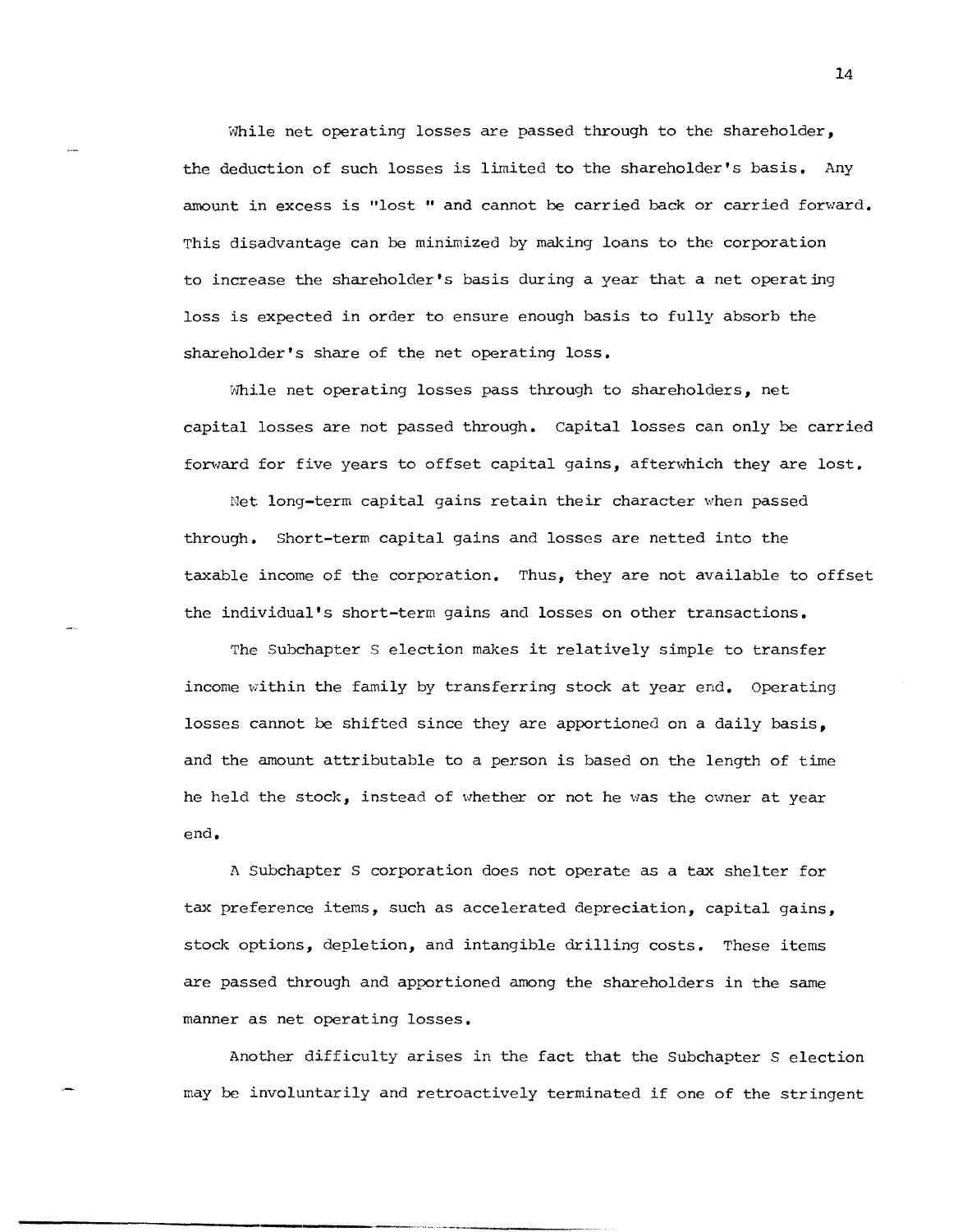While net operating losses are passed through to the shareholder, the deduction of such losses is limited to the shareholder's basis. Any amount in excess is "lost " and cannot be carried back or carried forward. This disadvantage can be minimized by making loans to the corporation to increase the shareholder's basis during a year that a net operating loss is expected in order to ensure enough basis to fully absorb the shareholder's share of the net operating loss.

While net operating losses pass through to shareholders, net capital losses are not passed through. Capital losses can only be carried forward for five years to offset capital gains, afterwhich they are lost.

Net long-term capital gains retain their character when passed through. Short-term capital gains and losses are netted into the taxable income of the corporation. Thus, they are not available to offset the individual's short-term gains and losses on other transactions.

The Subchapter S election makes it relatively simple to transfer income within the family by transferring stock at year end. Operating losses cannot be shifted since they are apportioned on a daily basis, and the amount attributable to a person is based on the length of time he held the stock, instead of whether or not he was the owner at year end.

A Subchapter S corporation does not operate as a tax shelter for tax preference items, such as accelerated depreciation, capital gains, stock options, depletion, and intangible drilling costs. These items are passed through and apportioned among the shareholders in the same manner as net operating losses.

Another difficulty arises in the fact that the Subchapter S election may be involuntarily and retroactively terminated if one of the stringent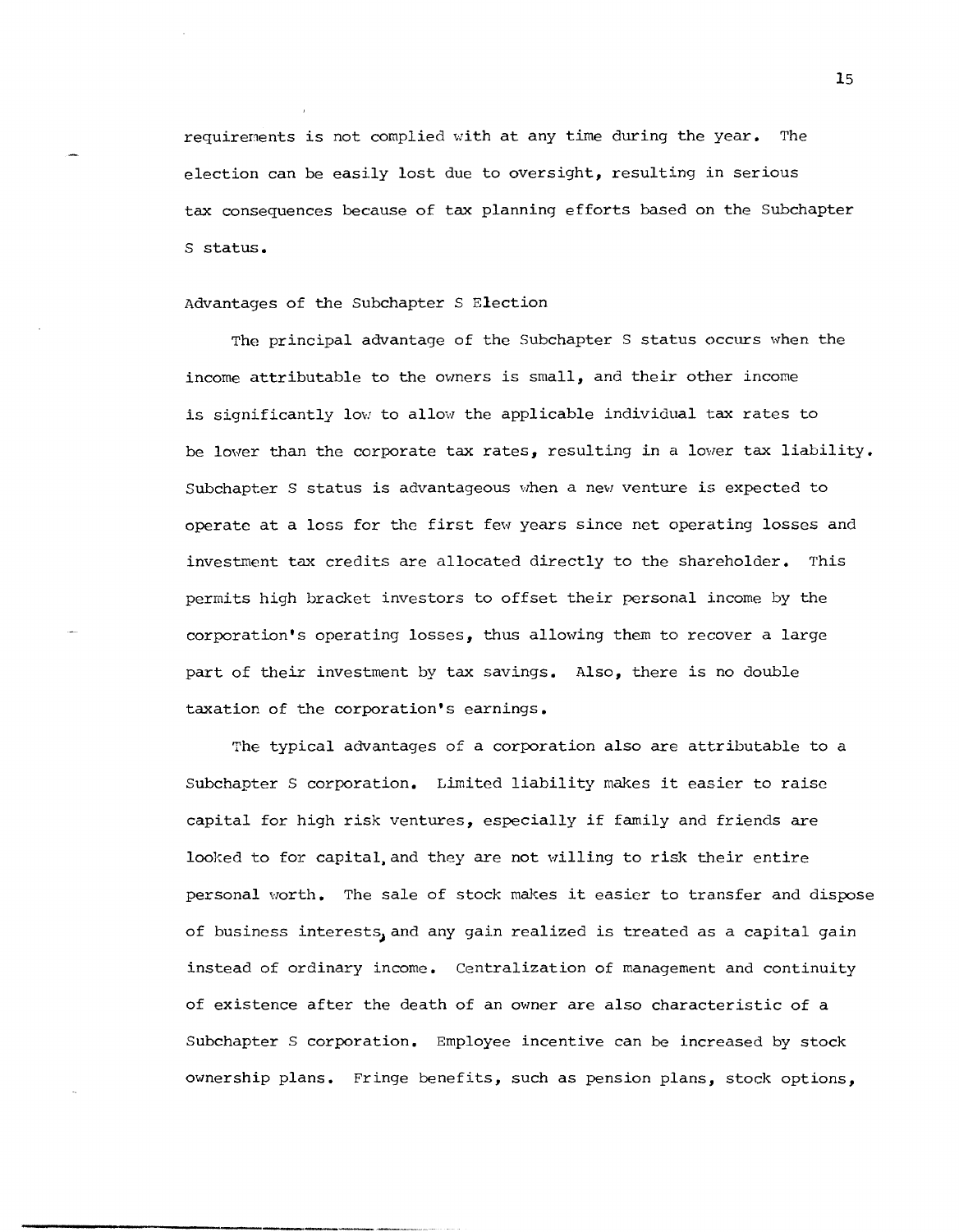requirements is not complied with at any time during the year. The election can be easily lost due to oversight, resulting in serious tax consequences because of tax planning efforts based on the Subchapter S status.

## Advantages of the Subchapter S Election

The principal advantage of the Subchapter S status occurs when the income attributable to the owners is small, and their other income is significantly low to allow the applicable individual tax rates to be lower than the corporate tax rates, resulting in a lower tax liability. Subchapter S status is advantageous when a new venture is expected to operate at a loss for the first few years since net operating losses and investment tax credits are allocated directly to the shareholder. This permits high bracket investors to offset their personal income by the corporation's operating losses, thus allowing them to recover a large part of their investment by tax savings. Also, there is no double taxation of the corporation's earnings.

The typical advantages of a corporation also are attributable to a Subchapter S corporation. Limited liability makes it easier to raise capital for high risk ventures, especially if family and friends are looked to for capital, and they are not willing to risk their entire personal worth. The sale of stock makes it easier to transfer and dispose of business interests, and any gain realized is treated as a capital gain instead of ordinary income. Centralization of management and continuity of existence after the death of an owner are also characteristic of a Subchapter S corporation. Employee incentive can be increased by stock ownership plans. Fringe benefits, such as pension plans, stock options,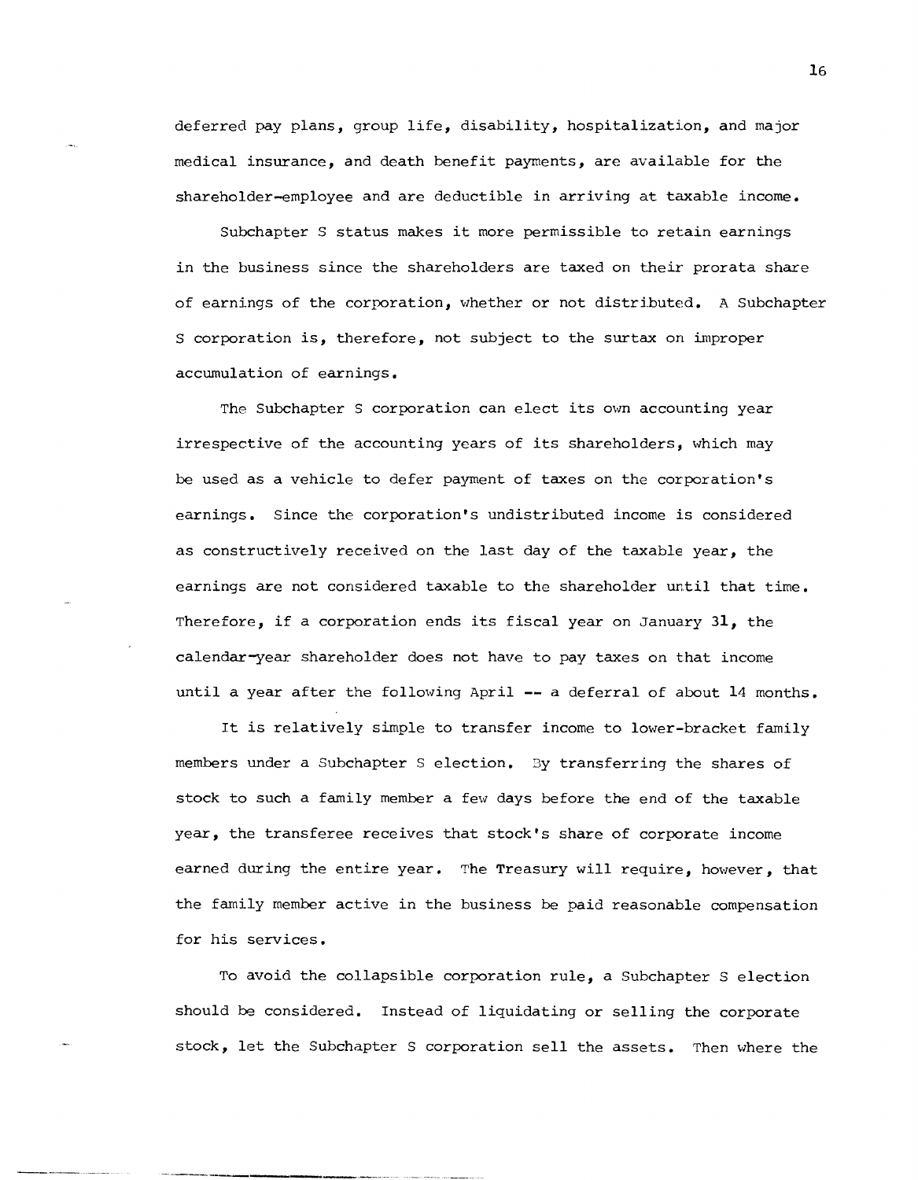deferred pay plans, group life, disability, hospitalization, and major medical insurance, and death benefit payments, are available for the shareholder-employee and are deductible in arriving at taxable income.

Subchapter S status makes it more permissible to retain earnings in the business since the shareholders are taxed on their prorata share of earnings of the corporation, whether or not distributed. A Subchapter S corporation is, therefore, not subject to the surtax on improper accumulation of earnings.

The Subchapter S corporation can elect its own accounting year irrespective of the accounting years of its shareholders, which may be used as a vehicle to defer payment of taxes on the corporation's earnings. Since the corporation's undistributed income is considered as constructively received on the last day of the taxable year, the earnings are not considered taxable to the shareholder until that time. Therefore, if a corporation ends its fiscal year on January 31, the calendar-year shareholder does not have to pay taxes on that income until a year after the following April -- a deferral of about 14 months.

It is relatively simple to transfer income to lower-bracket family members under a Subchapter S election. By transferring the shares of stock to such a family member a few days before the end of the taxable year, the transferee receives that stock's share of corporate income earned during the entire year. The Treasury will require, however, that the family member active in the business be paid reasonable compensation for his services.

To avoid the collapsible corporation rule, a Subchapter S election should be considered. Instead of liquidating or selling the corporate stock, let the Subchapter S corporation sell the assets. Then where the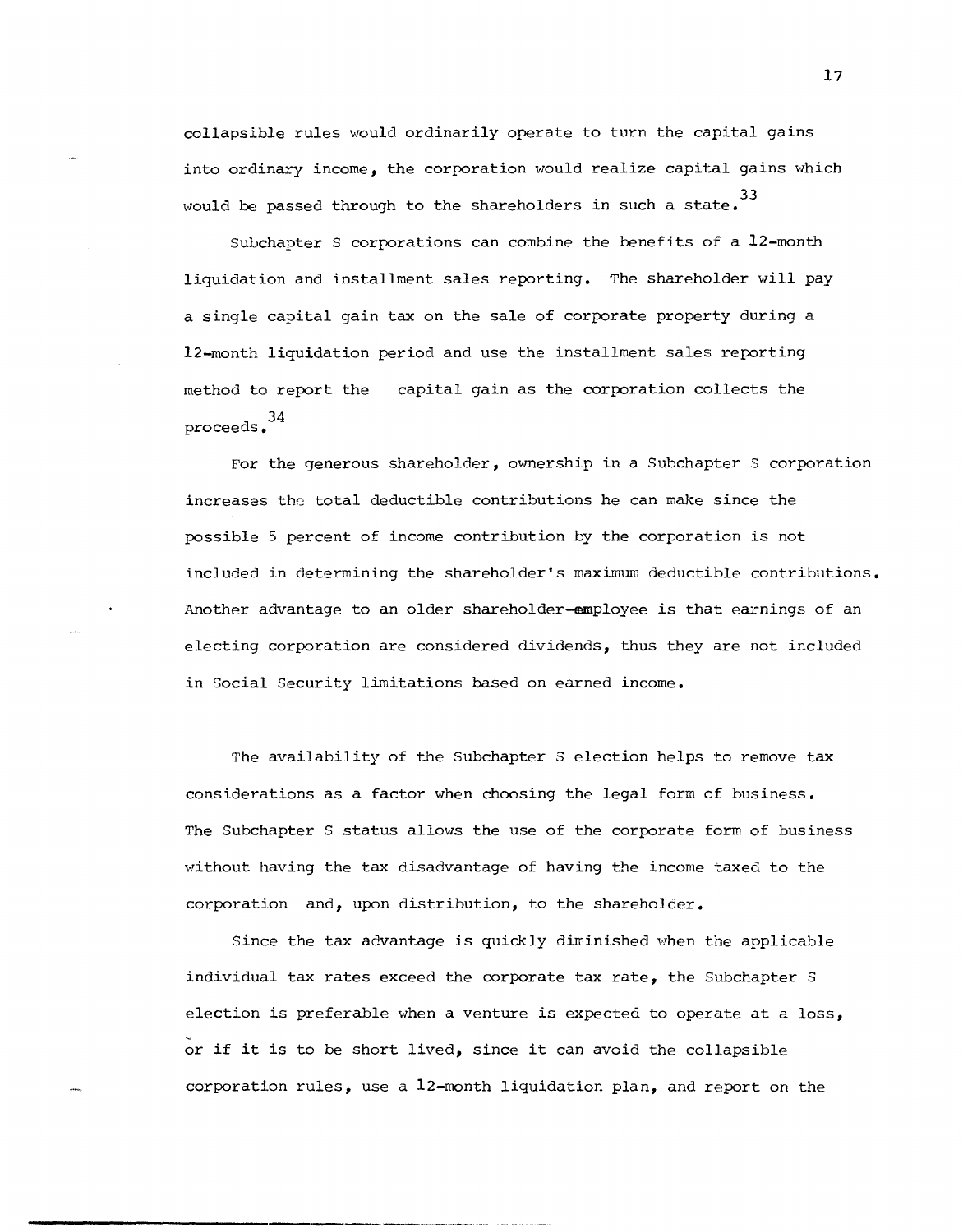collapsible rules would ordinarily operate to turn the capital gains into ordinary income, the corporation would realize capital gains which would be passed through to the shareholders in such a state.[33]

Subchapter S corporations can combine the benefits of a 12-month liquidation and installment sales reporting. The shareholder will pay a single capital gain tax on the sale of corporate property during a 12-month liquidation period and use the installment sales reporting method to report the capital gain as the corporation collects the proceeds.[34]

For the generous shareholder, ownership in a Subchapter S corporation increases the total deductible contributions he can make since the possible 5 percent of income contribution by the corporation is not included in determining the shareholder's maximum deductible contributions. Another advantage to an older shareholder-employee is that earnings of an electing corporation are considered dividends, thus they are not included in Social Security limitations based on earned income.

The availability of the Subchapter S election helps to remove tax considerations as a factor when choosing the legal form of business. The Subchapter S status allows the use of the corporate form of business without having the tax disadvantage of having the income taxed to the corporation and, upon distribution, to the shareholder.

Since the tax advantage is quickly diminished when the applicable individual tax rates exceed the corporate tax rate, the Subchapter S election is preferable when a venture is expected to operate at a loss, or if it is to be short lived, since it can avoid the collapsible corporation rules, use a 12-month liquidation plan, and report on the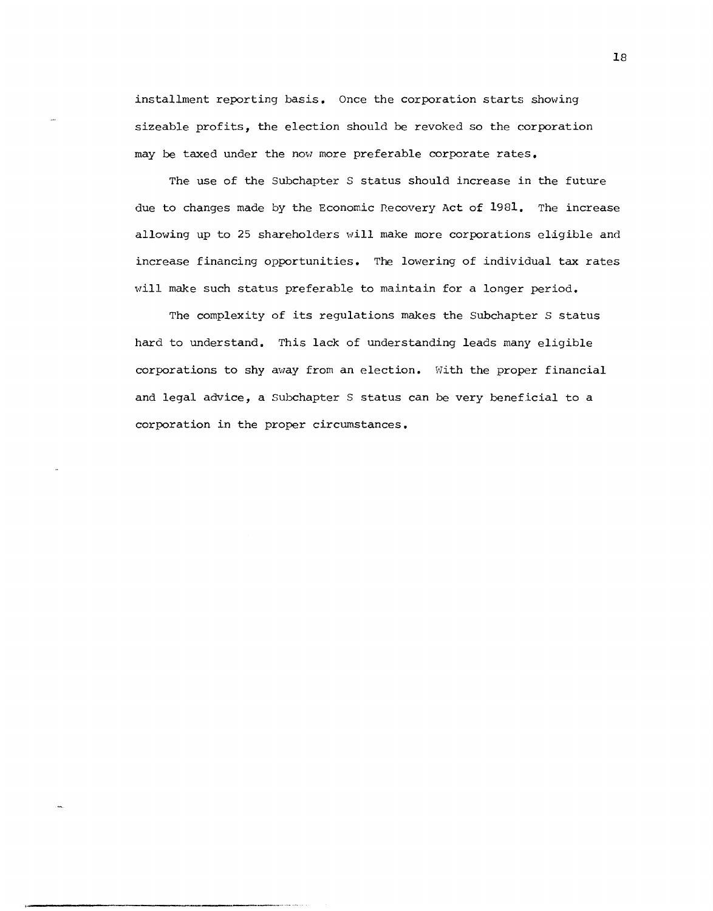installment reporting basis. Once the corporation starts showing sizeable profits, the election should be revoked so the corporation may be taxed under the now more preferable corporate rates.

The use of the Subchapter S status should increase in the future due to changes made by the Economic Recovery Act of 1981. The increase allowing up to 25 shareholders will make more corporations eligible and increase financing opportunities. The lowering of individual tax rates will make such status preferable to maintain for a longer period.

The complexity of its regulations makes the Subchapter S status hard to understand. This lack of understanding leads many eligible corporations to shy away from an election. With the proper financial and legal advice, a Subchapter S status can be very beneficial to a corporation in the proper circumstances.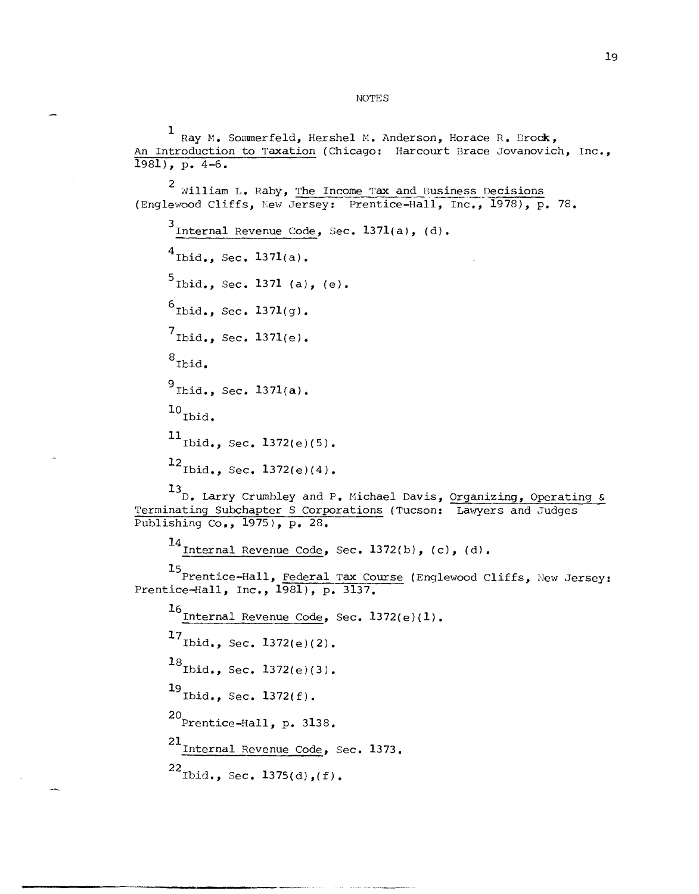## NOTES

[1] Ray M. Sommerfeld, Hershel M. Anderson, Horace R. Brock, _An Introduction to Taxation_ (Chicago: Harcourt Brace Jovanovich, Inc., 1981), p. 4-6.

[2] William L. Raby, _The Income Tax and Business Decisions_ (Englewood Cliffs, New Jersey: Prentice-Hall, Inc., 1978), p. 78.

[3] _Internal Revenue Code_, Sec. 1371(a), (d).

[4] Ibid., Sec. 1371(a).

[5] Ibid., Sec. 1371 (a), (e).

[6] Ibid., Sec. 1371(g).

[7] Ibid., Sec. 1371(e).

[8] Ibid.

[9] Ibid., Sec. 1371(a).

[10] Ibid.

[11] Ibid., Sec. 1372(e)(5).

[12] Ibid., Sec. 1372(e)(4).

[13] D. Larry Crumbley and P. Michael Davis, _Organizing, Operating & Terminating Subchapter S Corporations_ (Tucson: Lawyers and Judges Publishing Co., 1975), p. 28.

[14] _Internal Revenue Code_, Sec. 1372(b), (c), (d).

[15] Prentice-Hall, _Federal Tax Course_ (Englewood Cliffs, New Jersey: Prentice-Hall, Inc., 1981), p. 3137.

[16] _Internal Revenue Code_, Sec. 1372(e)(1).

[17] Ibid., Sec. 1372(e)(2).

[18] Ibid., Sec. 1372(e)(3).

[19] Ibid., Sec. 1372(f).

[20] Prentice-Hall, p. 3138.

[21] _Internal Revenue Code_, Sec. 1373.

[22] Ibid., Sec. 1375(d),(f).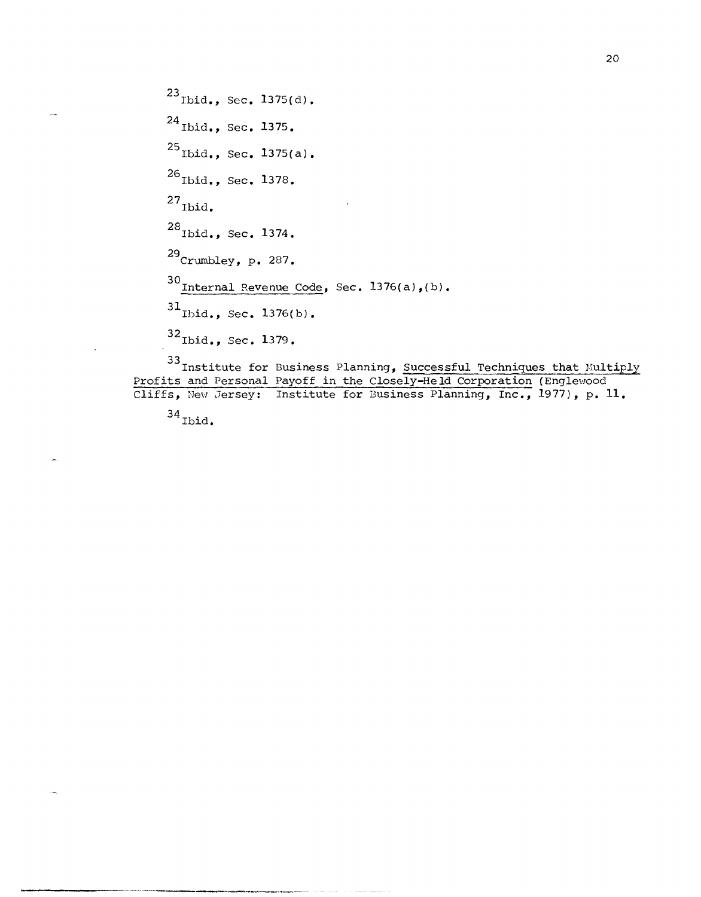[23]Ibid., Sec. 1375(d).

[24]Ibid., Sec. 1375.

[25]Ibid., Sec. 1375(a).

[26]Ibid., Sec. 1378.

[27]Ibid.

[28]Ibid., Sec. 1374.

[29]Crumbley, p. 287.

[30]Internal Revenue Code, Sec. 1376(a),(b).

[31]Ibid., Sec. 1376(b).

[32]Ibid., Sec. 1379.

[33]Institute for Business Planning, Successful Techniques that Multiply Profits and Personal Payoff in the Closely-Held Corporation (Englewood Cliffs, New Jersey: Institute for Business Planning, Inc., 1977), p. 11.

[34]Ibid.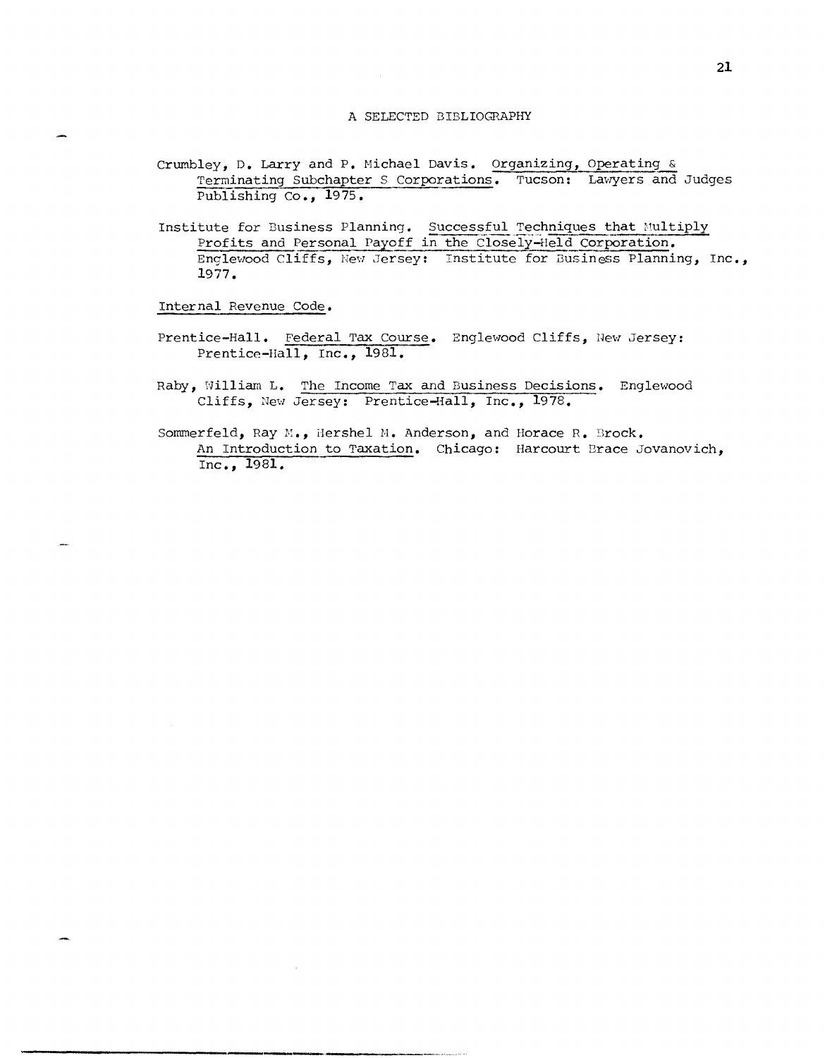# A SELECTED BIBLIOGRAPHY

Crumbley, D. Larry and P. Michael Davis. Organizing, Operating & Terminating Subchapter S Corporations. Tucson: Lawyers and Judges Publishing Co., 1975.

Institute for Business Planning. Successful Techniques that Multiply Profits and Personal Payoff in the Closely-Held Corporation. Englewood Cliffs, New Jersey: Institute for Business Planning, Inc., 1977.

Internal Revenue Code.

Prentice-Hall. Federal Tax Course. Englewood Cliffs, New Jersey: Prentice-Hall, Inc., 1981.

Raby, William L. The Income Tax and Business Decisions. Englewood Cliffs, New Jersey: Prentice-Hall, Inc., 1978.

Sommerfeld, Ray M., Hershel M. Anderson, and Horace R. Brock. An Introduction to Taxation. Chicago: Harcourt Brace Jovanovich, Inc., 1981.